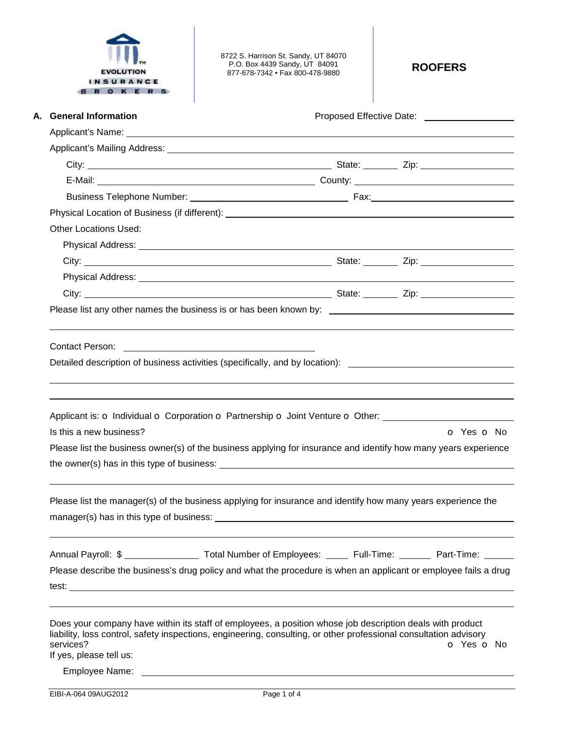EVOLUTION INSURANCE BROKERS

8722 S. Harrison St. Sandy, UT 84070
P.O. Box 4439 Sandy, UT 84091
877-678-7342 • Fax 800-478-9880

# ROOFERS

## A. General Information

Proposed Effective Date: ______________

Applicant's Name: ______________

Applicant's Mailing Address: ______________

City: ______________ State: ______ Zip: ______________

E-Mail: ______________ County: ______________

Business Telephone Number: ______________ Fax: ______________

Physical Location of Business (if different): ______________

Other Locations Used:

Physical Address: ______________

City: ______________ State: ______ Zip: ______________

Physical Address: ______________

City: ______________ State: ______ Zip: ______________

Please list any other names the business is or has been known by: ______________

Contact Person: ______________

Detailed description of business activities (specifically, and by location): ______________

Applicant is: o Individual o Corporation o Partnership o Joint Venture o Other: ______________

Is this a new business? o Yes o No

Please list the business owner(s) of the business applying for insurance and identify how many years experience the owner(s) has in this type of business: ______________

Please list the manager(s) of the business applying for insurance and identify how many years experience the manager(s) has in this type of business: ______________

Annual Payroll: $ ______________ Total Number of Employees: ______ Full-Time: ______ Part-Time: ______

Please describe the business's drug policy and what the procedure is when an applicant or employee fails a drug test: ______________

Does your company have within its staff of employees, a position whose job description deals with product liability, loss control, safety inspections, engineering, consulting, or other professional consultation advisory services? o Yes o No

If yes, please tell us:

Employee Name: ______________

EIBI-A-064 09AUG2012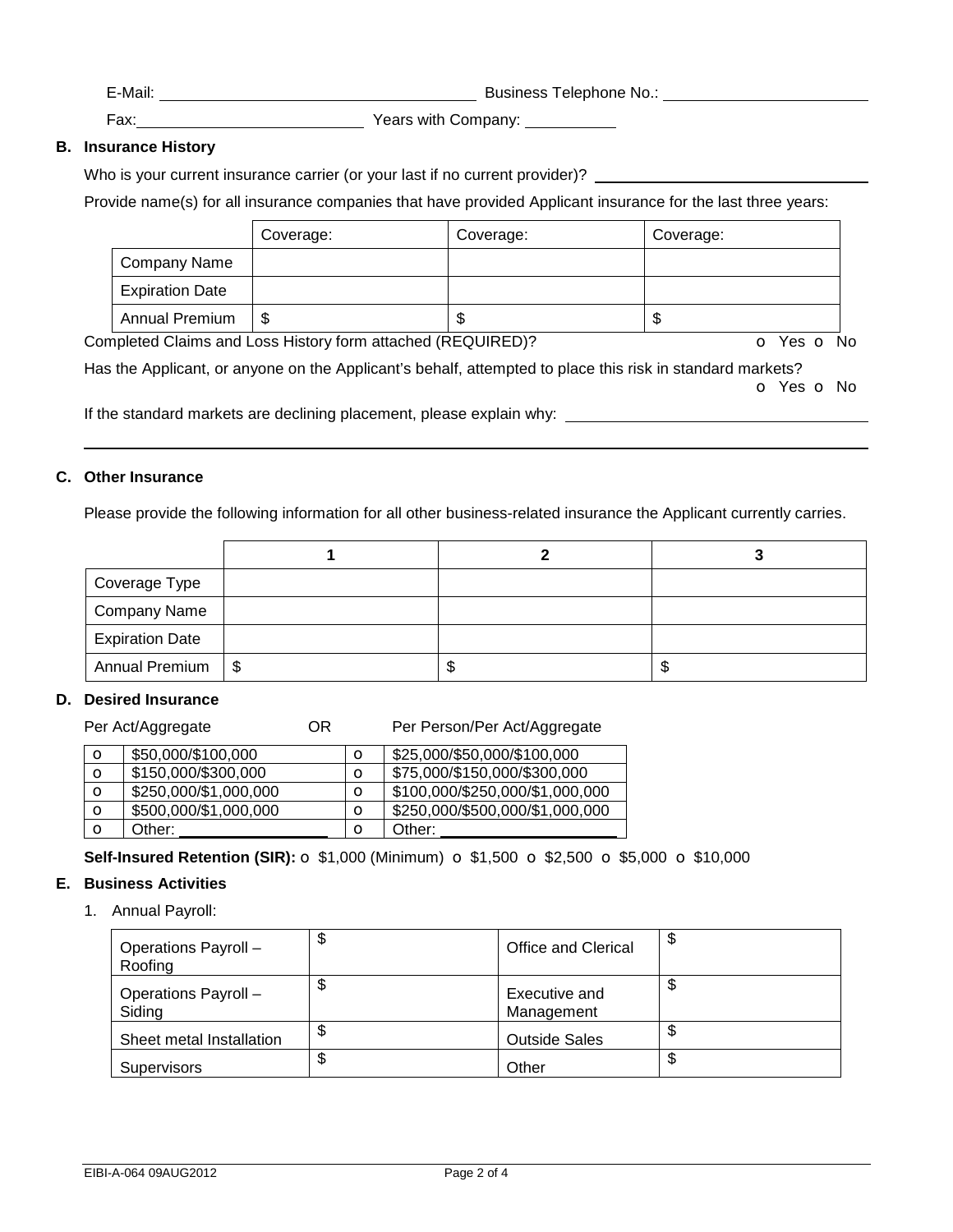E-Mail: ______________________________ Business Telephone No.: ____________________

Fax: ______________________ Years with Company: __________

**B. Insurance History**

Who is your current insurance carrier (or your last if no current provider)? ____________________________

Provide name(s) for all insurance companies that have provided Applicant insurance for the last three years:

| | Coverage: | Coverage: | Coverage: |
|---|---|---|---|
| Company Name | | | |
| Expiration Date | | | |
| Annual Premium | $ | $ | $ |

Completed Claims and Loss History form attached (REQUIRED)? o Yes o No

Has the Applicant, or anyone on the Applicant's behalf, attempted to place this risk in standard markets? o Yes o No

If the standard markets are declining placement, please explain why: ______________________________

______________________________________________________________________________

**C. Other Insurance**

Please provide the following information for all other business-related insurance the Applicant currently carries.

| | 1 | 2 | 3 |
|---|---|---|---|
| Coverage Type | | | |
| Company Name | | | |
| Expiration Date | | | |
| Annual Premium | $ | $ | $ |

**D. Desired Insurance**

Per Act/Aggregate OR Per Person/Per Act/Aggregate

| | Per Act/Aggregate | | Per Person/Per Act/Aggregate |
|---|---|---|---|
| o | $50,000/$100,000 | o | $25,000/$50,000/$100,000 |
| o | $150,000/$300,000 | o | $75,000/$150,000/$300,000 |
| o | $250,000/$1,000,000 | o | $100,000/$250,000/$1,000,000 |
| o | $500,000/$1,000,000 | o | $250,000/$500,000/$1,000,000 |
| o | Other: ________________ | o | Other: ____________________ |

**Self-Insured Retention (SIR):** o $1,000 (Minimum) o $1,500 o $2,500 o $5,000 o $10,000

**E. Business Activities**

1. Annual Payroll:

| | | | |
|---|---|---|---|
| Operations Payroll – Roofing | $ | Office and Clerical | $ |
| Operations Payroll – Siding | $ | Executive and Management | $ |
| Sheet metal Installation | $ | Outside Sales | $ |
| Supervisors | $ | Other | $ |

EIBI-A-064 09AUG2012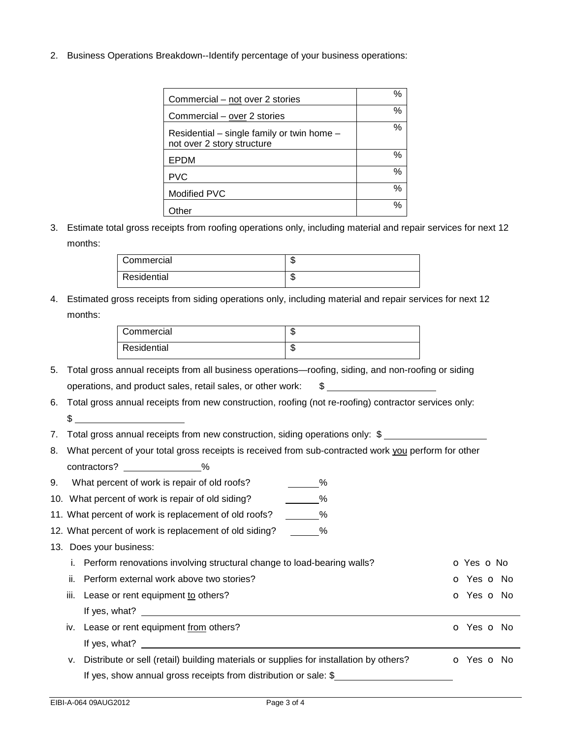2. Business Operations Breakdown--Identify percentage of your business operations:

| | |
|---|---|
| Commercial – not over 2 stories | % |
| Commercial – over 2 stories | % |
| Residential – single family or twin home – not over 2 story structure | % |
| EPDM | % |
| PVC | % |
| Modified PVC | % |
| Other | % |

3. Estimate total gross receipts from roofing operations only, including material and repair services for next 12 months:

| | |
|---|---|
| Commercial | $ |
| Residential | $ |

4. Estimated gross receipts from siding operations only, including material and repair services for next 12 months:

| | |
|---|---|
| Commercial | $ |
| Residential | $ |

5. Total gross annual receipts from all business operations—roofing, siding, and non-roofing or siding operations, and product sales, retail sales, or other work: $ ____________________

6. Total gross annual receipts from new construction, roofing (not re-roofing) contractor services only: $ ____________________

7. Total gross annual receipts from new construction, siding operations only: $ ____________________

8. What percent of your total gross receipts is received from sub-contracted work you perform for other contractors? ______________%

9. What percent of work is repair of old roofs? ______%

10. What percent of work is repair of old siding? ______%

11. What percent of work is replacement of old roofs? ______%

12. What percent of work is replacement of old siding? ______%

13. Does your business:
    i. Perform renovations involving structural change to load-bearing walls? o Yes o No
    ii. Perform external work above two stories? o Yes o No
    iii. Lease or rent equipment to others? o Yes o No
    If yes, what? ____________________
    iv. Lease or rent equipment from others? o Yes o No
    If yes, what? ____________________
    v. Distribute or sell (retail) building materials or supplies for installation by others? o Yes o No
    If yes, show annual gross receipts from distribution or sale: $____________________

EIBI-A-064 09AUG2012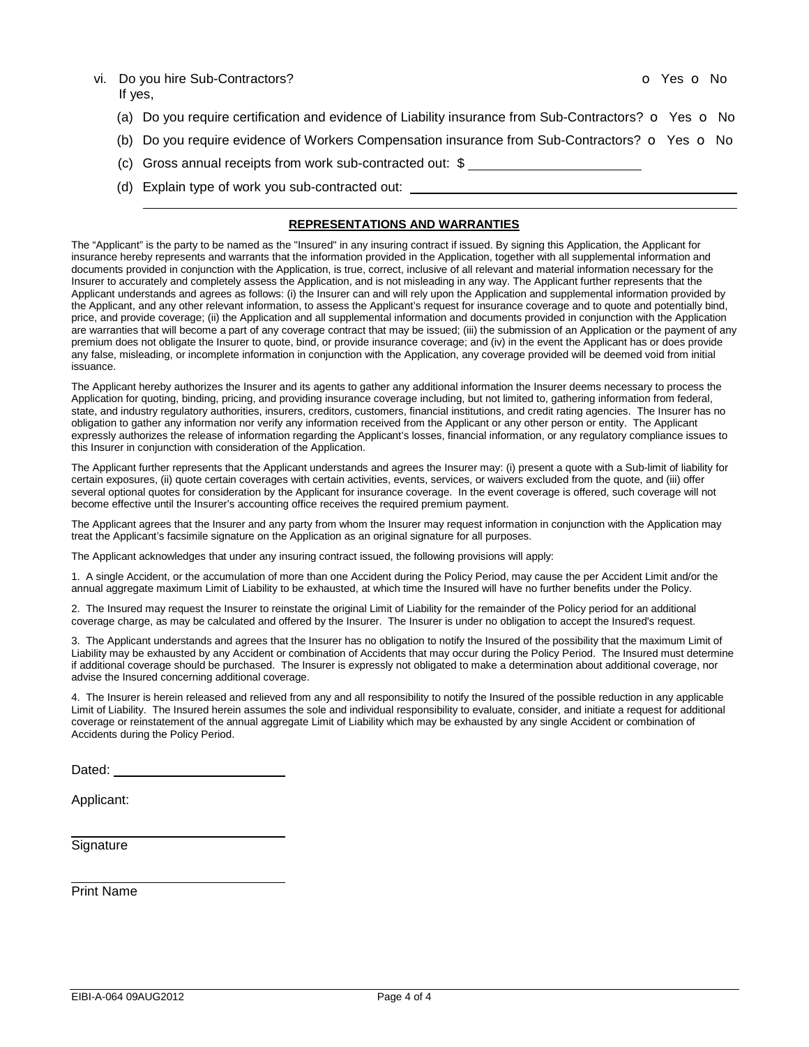vi. Do you hire Sub-Contractors? o Yes o No
If yes,

(a) Do you require certification and evidence of Liability insurance from Sub-Contractors? o Yes o No

(b) Do you require evidence of Workers Compensation insurance from Sub-Contractors? o Yes o No

(c) Gross annual receipts from work sub-contracted out: $ ______________________

(d) Explain type of work you sub-contracted out: ______________________________________________

______________________________________________________________________

**REPRESENTATIONS AND WARRANTIES**

The "Applicant" is the party to be named as the "Insured" in any insuring contract if issued. By signing this Application, the Applicant for insurance hereby represents and warrants that the information provided in the Application, together with all supplemental information and documents provided in conjunction with the Application, is true, correct, inclusive of all relevant and material information necessary for the Insurer to accurately and completely assess the Application, and is not misleading in any way. The Applicant further represents that the Applicant understands and agrees as follows: (i) the Insurer can and will rely upon the Application and supplemental information provided by the Applicant, and any other relevant information, to assess the Applicant's request for insurance coverage and to quote and potentially bind, price, and provide coverage; (ii) the Application and all supplemental information and documents provided in conjunction with the Application are warranties that will become a part of any coverage contract that may be issued; (iii) the submission of an Application or the payment of any premium does not obligate the Insurer to quote, bind, or provide insurance coverage; and (iv) in the event the Applicant has or does provide any false, misleading, or incomplete information in conjunction with the Application, any coverage provided will be deemed void from initial issuance.

The Applicant hereby authorizes the Insurer and its agents to gather any additional information the Insurer deems necessary to process the Application for quoting, binding, pricing, and providing insurance coverage including, but not limited to, gathering information from federal, state, and industry regulatory authorities, insurers, creditors, customers, financial institutions, and credit rating agencies. The Insurer has no obligation to gather any information nor verify any information received from the Applicant or any other person or entity. The Applicant expressly authorizes the release of information regarding the Applicant's losses, financial information, or any regulatory compliance issues to this Insurer in conjunction with consideration of the Application.

The Applicant further represents that the Applicant understands and agrees the Insurer may: (i) present a quote with a Sub-limit of liability for certain exposures, (ii) quote certain coverages with certain activities, events, services, or waivers excluded from the quote, and (iii) offer several optional quotes for consideration by the Applicant for insurance coverage. In the event coverage is offered, such coverage will not become effective until the Insurer's accounting office receives the required premium payment.

The Applicant agrees that the Insurer and any party from whom the Insurer may request information in conjunction with the Application may treat the Applicant's facsimile signature on the Application as an original signature for all purposes.

The Applicant acknowledges that under any insuring contract issued, the following provisions will apply:

1. A single Accident, or the accumulation of more than one Accident during the Policy Period, may cause the per Accident Limit and/or the annual aggregate maximum Limit of Liability to be exhausted, at which time the Insured will have no further benefits under the Policy.

2. The Insured may request the Insurer to reinstate the original Limit of Liability for the remainder of the Policy period for an additional coverage charge, as may be calculated and offered by the Insurer. The Insurer is under no obligation to accept the Insured's request.

3. The Applicant understands and agrees that the Insurer has no obligation to notify the Insured of the possibility that the maximum Limit of Liability may be exhausted by any Accident or combination of Accidents that may occur during the Policy Period. The Insured must determine if additional coverage should be purchased. The Insurer is expressly not obligated to make a determination about additional coverage, nor advise the Insured concerning additional coverage.

4. The Insurer is herein released and relieved from any and all responsibility to notify the Insured of the possible reduction in any applicable Limit of Liability. The Insured herein assumes the sole and individual responsibility to evaluate, consider, and initiate a request for additional coverage or reinstatement of the annual aggregate Limit of Liability which may be exhausted by any single Accident or combination of Accidents during the Policy Period.

Dated: ______________________

Applicant:

______________________________
Signature

______________________________
Print Name

EIBI-A-064 09AUG2012